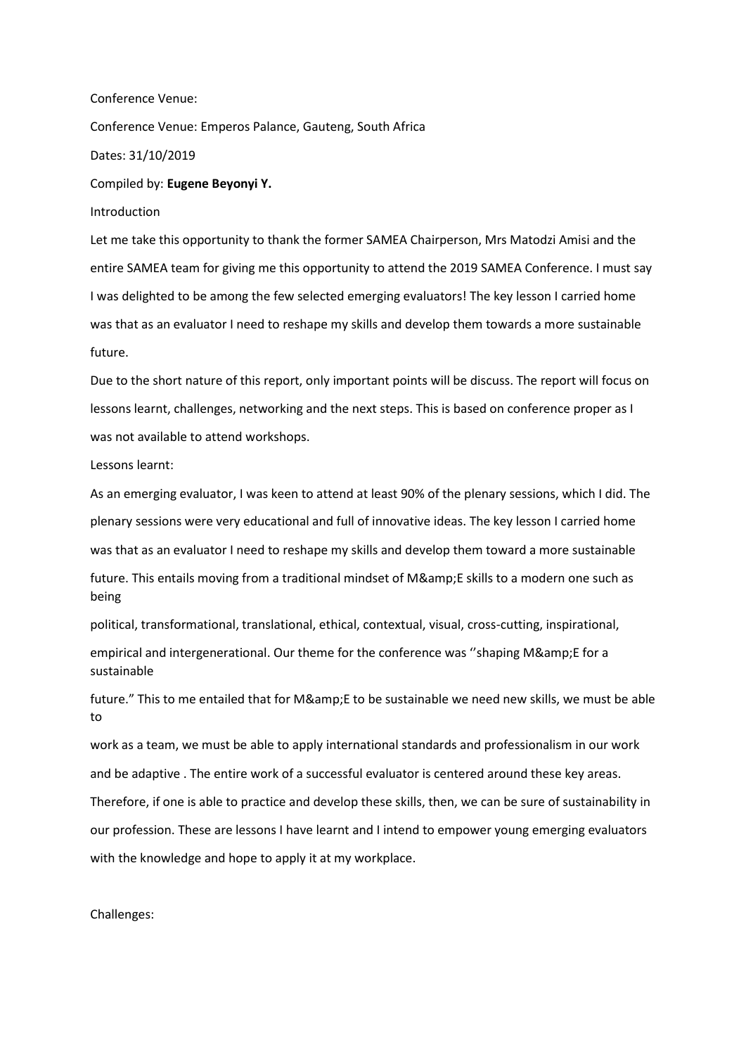Conference Venue:

Conference Venue: Emperos Palance, Gauteng, South Africa

Dates: 31/10/2019

Compiled by: **Eugene Beyonyi Y.**

Introduction

Let me take this opportunity to thank the former SAMEA Chairperson, Mrs Matodzi Amisi and the entire SAMEA team for giving me this opportunity to attend the 2019 SAMEA Conference. I must say I was delighted to be among the few selected emerging evaluators! The key lesson I carried home was that as an evaluator I need to reshape my skills and develop them towards a more sustainable future.

Due to the short nature of this report, only important points will be discuss. The report will focus on lessons learnt, challenges, networking and the next steps. This is based on conference proper as I was not available to attend workshops.

Lessons learnt:

As an emerging evaluator, I was keen to attend at least 90% of the plenary sessions, which I did. The plenary sessions were very educational and full of innovative ideas. The key lesson I carried home was that as an evaluator I need to reshape my skills and develop them toward a more sustainable future. This entails moving from a traditional mindset of M&amp;E skills to a modern one such as being political, transformational, translational, ethical, contextual, visual, cross-cutting, inspirational, empirical and intergenerational. Our theme for the conference was ''shaping M&amp;E for a sustainable future." This to me entailed that for M&amp;E to be sustainable we need new skills, we must be able to work as a team, we must be able to apply international standards and professionalism in our work and be adaptive . The entire work of a successful evaluator is centered around these key areas. Therefore, if one is able to practice and develop these skills, then, we can be sure of sustainability in our profession. These are lessons I have learnt and I intend to empower young emerging evaluators with the knowledge and hope to apply it at my workplace.

Challenges: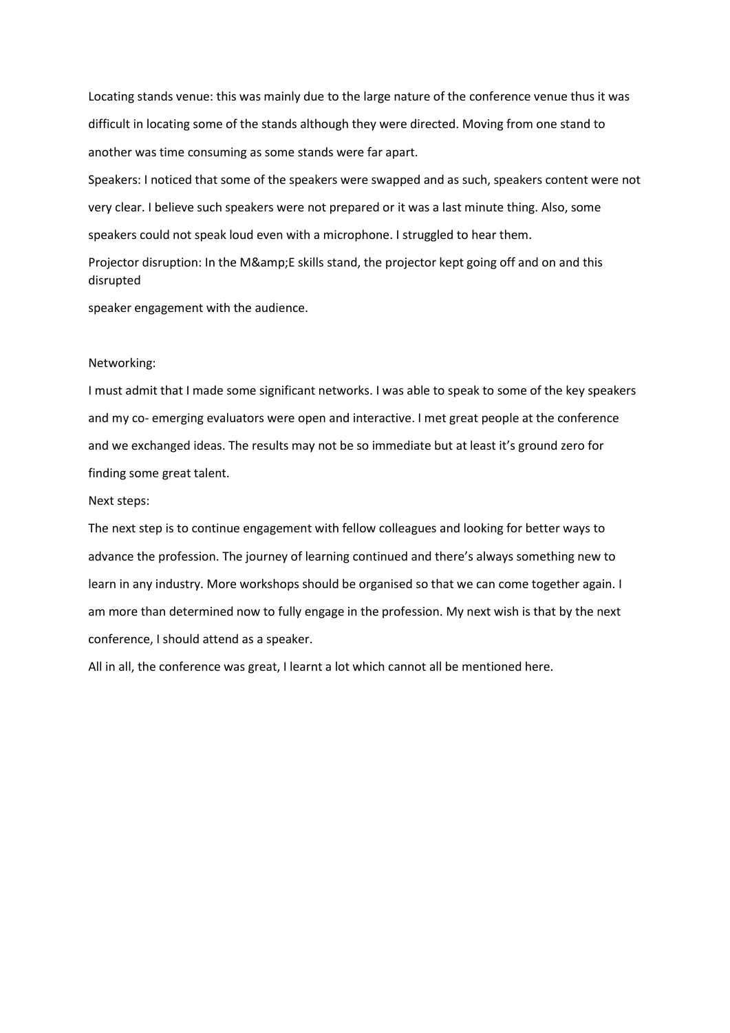Locating stands venue: this was mainly due to the large nature of the conference venue thus it was difficult in locating some of the stands although they were directed. Moving from one stand to another was time consuming as some stands were far apart.

Speakers: I noticed that some of the speakers were swapped and as such, speakers content were not very clear. I believe such speakers were not prepared or it was a last minute thing. Also, some speakers could not speak loud even with a microphone. I struggled to hear them.

Projector disruption: In the M&amp;E skills stand, the projector kept going off and on and this disrupted speaker engagement with the audience.

Networking:

I must admit that I made some significant networks. I was able to speak to some of the key speakers and my co- emerging evaluators were open and interactive. I met great people at the conference and we exchanged ideas. The results may not be so immediate but at least it's ground zero for finding some great talent.

Next steps:

The next step is to continue engagement with fellow colleagues and looking for better ways to advance the profession. The journey of learning continued and there's always something new to learn in any industry. More workshops should be organised so that we can come together again. I am more than determined now to fully engage in the profession. My next wish is that by the next conference, I should attend as a speaker.

All in all, the conference was great, I learnt a lot which cannot all be mentioned here.